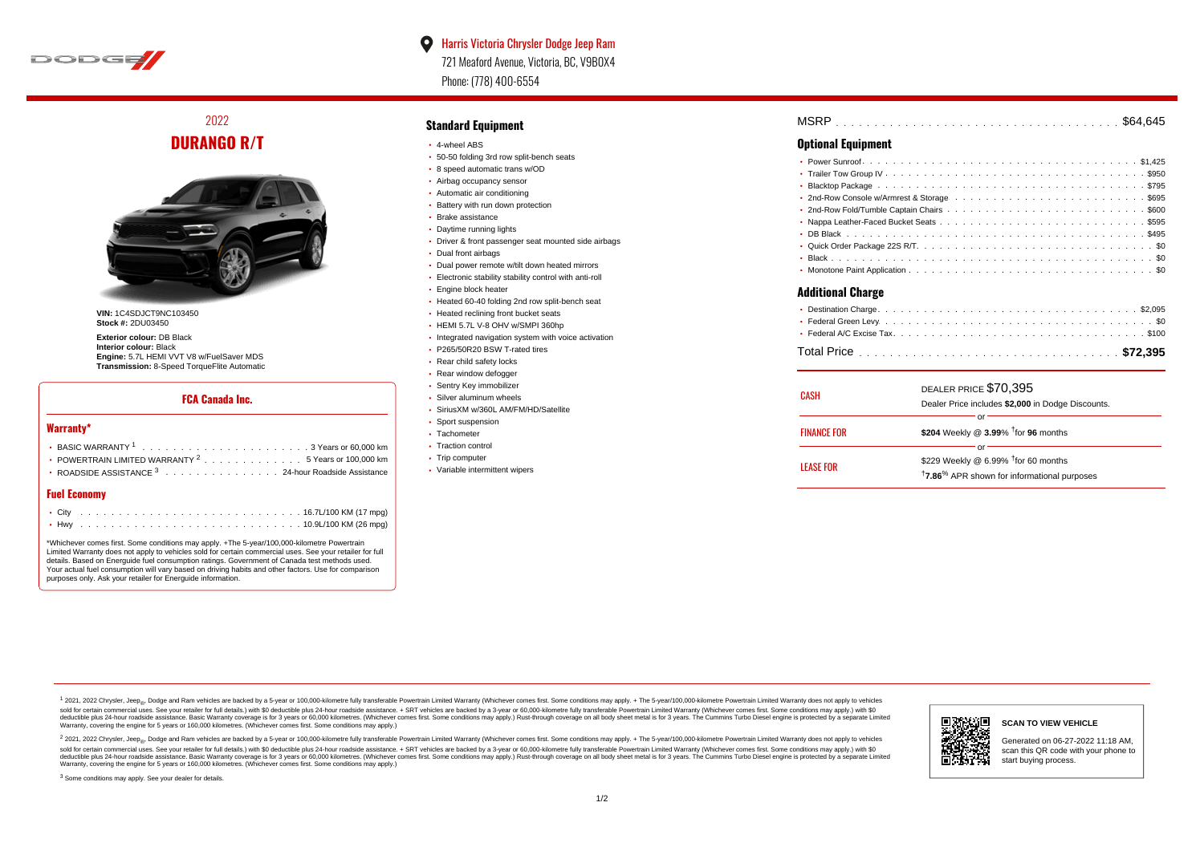Harris Victoria Chrysler Dodge Jeep Ram
721 Meaford Avenue, Victoria, BC, V9B0X4
Phone: (778) 400-6554

2022
# DURANGO R/T

**VIN:** 1C4SDJCT9NC103450
**Stock #:** 2DU03450

**Exterior colour:** DB Black
**Interior colour:** Black
**Engine:** 5.7L HEMI VVT V8 w/FuelSaver MDS
**Transmission:** 8-Speed TorqueFlite Automatic

## FCA Canada Inc.

### Warranty*

- BASIC WARRANTY [1] . . . . . . . . . . 3 Years or 60,000 km
- POWERTRAIN LIMITED WARRANTY [2] . . . . . . . . . . 5 Years or 100,000 km
- ROADSIDE ASSISTANCE [3] . . . . . . . . . . 24-hour Roadside Assistance

### Fuel Economy

- City . . . . . . . . . . 16.7L/100 KM (17 mpg)
- Hwy . . . . . . . . . . 10.9L/100 KM (26 mpg)

*Whichever comes first. Some conditions may apply. +The 5-year/100,000-kilometre Powertrain Limited Warranty does not apply to vehicles sold for certain commercial uses. See your retailer for full details. Based on Energuide fuel consumption ratings. Government of Canada test methods used. Your actual fuel consumption will vary based on driving habits and other factors. Use for comparison purposes only. Ask your retailer for Energuide information.

## Standard Equipment

- 4-wheel ABS
- 50-50 folding 3rd row split-bench seats
- 8 speed automatic trans w/OD
- Airbag occupancy sensor
- Automatic air conditioning
- Battery with run down protection
- Brake assistance
- Daytime running lights
- Driver & front passenger seat mounted side airbags
- Dual front airbags
- Dual power remote w/tilt down heated mirrors
- Electronic stability stability control with anti-roll
- Engine block heater
- Heated 60-40 folding 2nd row split-bench seat
- Heated reclining front bucket seats
- HEMI 5.7L V-8 OHV w/SMPI 360hp
- Integrated navigation system with voice activation
- P265/50R20 BSW T-rated tires
- Rear child safety locks
- Rear window defogger
- Sentry Key immobilizer
- Silver aluminum wheels
- SiriusXM w/360L AM/FM/HD/Satellite
- Sport suspension
- Tachometer
- Traction control
- Trip computer
- Variable intermittent wipers

MSRP . . . . . . . . . . $64,645

## Optional Equipment

- Power Sunroof . . . . . . . . . . $1,425
- Trailer Tow Group IV . . . . . . . . . . $950
- Blacktop Package . . . . . . . . . . $795
- 2nd-Row Console w/Armrest & Storage . . . . . . . . . . $695
- 2nd-Row Fold/Tumble Captain Chairs . . . . . . . . . . $600
- Nappa Leather-Faced Bucket Seats . . . . . . . . . . $595
- DB Black . . . . . . . . . . $495
- Quick Order Package 22S R/T . . . . . . . . . . $0
- Black . . . . . . . . . . $0
- Monotone Paint Application . . . . . . . . . . $0

## Additional Charge

- Destination Charge . . . . . . . . . . $2,095
- Federal Green Levy . . . . . . . . . . $0
- Federal A/C Excise Tax . . . . . . . . . . $100

Total Price . . . . . . . . . . **$72,395**

**CASH** — DEALER PRICE $70,395
Dealer Price includes **$2,000** in Dodge Discounts.

or

**FINANCE FOR** — **$204** Weekly @ **3.99%** †for **96** months

or

**LEASE FOR** — $229 Weekly @ 6.99% †for 60 months
†**7.86%** APR shown for informational purposes

[1] 2021, 2022 Chrysler, Jeep®, Dodge and Ram vehicles are backed by a 5-year or 100,000-kilometre fully transferable Powertrain Limited Warranty (Whichever comes first. Some conditions may apply. + The 5-year/100,000-kilometre Powertrain Limited Warranty does not apply to vehicles sold for certain commercial uses. See your retailer for full details.) with $0 deductible plus 24-hour roadside assistance. + SRT vehicles are backed by a 3-year or 60,000-kilometre fully transferable Powertrain Limited Warranty (Whichever comes first. Some conditions may apply.) with $0 deductible plus 24-hour roadside assistance. Basic Warranty coverage is for 3 years or 60,000 kilometres. (Whichever comes first. Some conditions may apply.) Rust-through coverage on all body sheet metal is for 3 years. The Cummins Turbo Diesel engine is protected by a separate Limited Warranty, covering the engine for 5 years or 160,000 kilometres. (Whichever comes first. Some conditions may apply.)

[2] 2021, 2022 Chrysler, Jeep®, Dodge and Ram vehicles are backed by a 5-year or 100,000-kilometre fully transferable Powertrain Limited Warranty (Whichever comes first. Some conditions may apply. + The 5-year/100,000-kilometre Powertrain Limited Warranty does not apply to vehicles sold for certain commercial uses. See your retailer for full details.) with $0 deductible plus 24-hour roadside assistance. + SRT vehicles are backed by a 3-year or 60,000-kilometre fully transferable Powertrain Limited Warranty (Whichever comes first. Some conditions may apply.) with $0 deductible plus 24-hour roadside assistance. Basic Warranty coverage is for 3 years or 60,000 kilometres. (Whichever comes first. Some conditions may apply.) Rust-through coverage on all body sheet metal is for 3 years. The Cummins Turbo Diesel engine is protected by a separate Limited Warranty, covering the engine for 5 years or 160,000 kilometres. (Whichever comes first. Some conditions may apply.)

[3] Some conditions may apply. See your dealer for details.

**SCAN TO VIEW VEHICLE**

Generated on 06-27-2022 11:18 AM, scan this QR code with your phone to start buying process.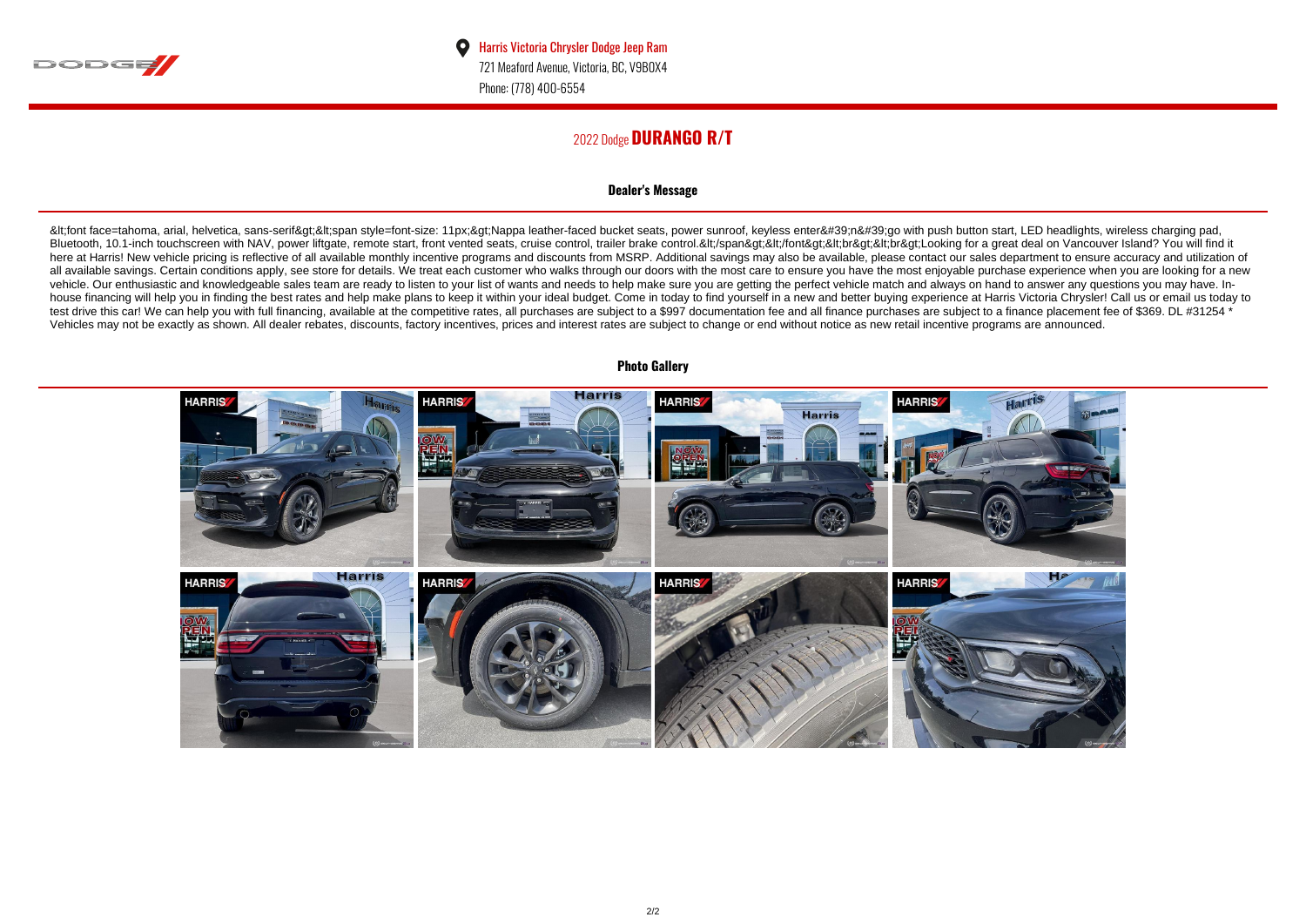Harris Victoria Chrysler Dodge Jeep Ram
721 Meaford Avenue, Victoria, BC, V9B0X4
Phone: (778) 400-6554

# 2022 Dodge **DURANGO R/T**

## Dealer's Message

&lt;font face=tahoma, arial, helvetica, sans-serif&gt;&lt;span style=font-size: 11px;&gt;Nappa leather-faced bucket seats, power sunroof, keyless enter&#39;n&#39;go with push button start, LED headlights, wireless charging pad, Bluetooth, 10.1-inch touchscreen with NAV, power liftgate, remote start, front vented seats, cruise control, trailer brake control.&lt;/span&gt;&lt;/font&gt;&lt;br&gt;&lt;br&gt;Looking for a great deal on Vancouver Island? You will find it here at Harris! New vehicle pricing is reflective of all available monthly incentive programs and discounts from MSRP. Additional savings may also be available, please contact our sales department to ensure accuracy and utilization of all available savings. Certain conditions apply, see store for details. We treat each customer who walks through our doors with the most care to ensure you have the most enjoyable purchase experience when you are looking for a new vehicle. Our enthusiastic and knowledgeable sales team are ready to listen to your list of wants and needs to help make sure you are getting the perfect vehicle match and always on hand to answer any questions you may have. In-house financing will help you in finding the best rates and help make plans to keep it within your ideal budget. Come in today to find yourself in a new and better buying experience at Harris Victoria Chrysler! Call us or email us today to test drive this car! We can help you with full financing, available at the competitive rates, all purchases are subject to a $997 documentation fee and all finance purchases are subject to a finance placement fee of $369. DL #31254 * Vehicles may not be exactly as shown. All dealer rebates, discounts, factory incentives, prices and interest rates are subject to change or end without notice as new retail incentive programs are announced.

## Photo Gallery